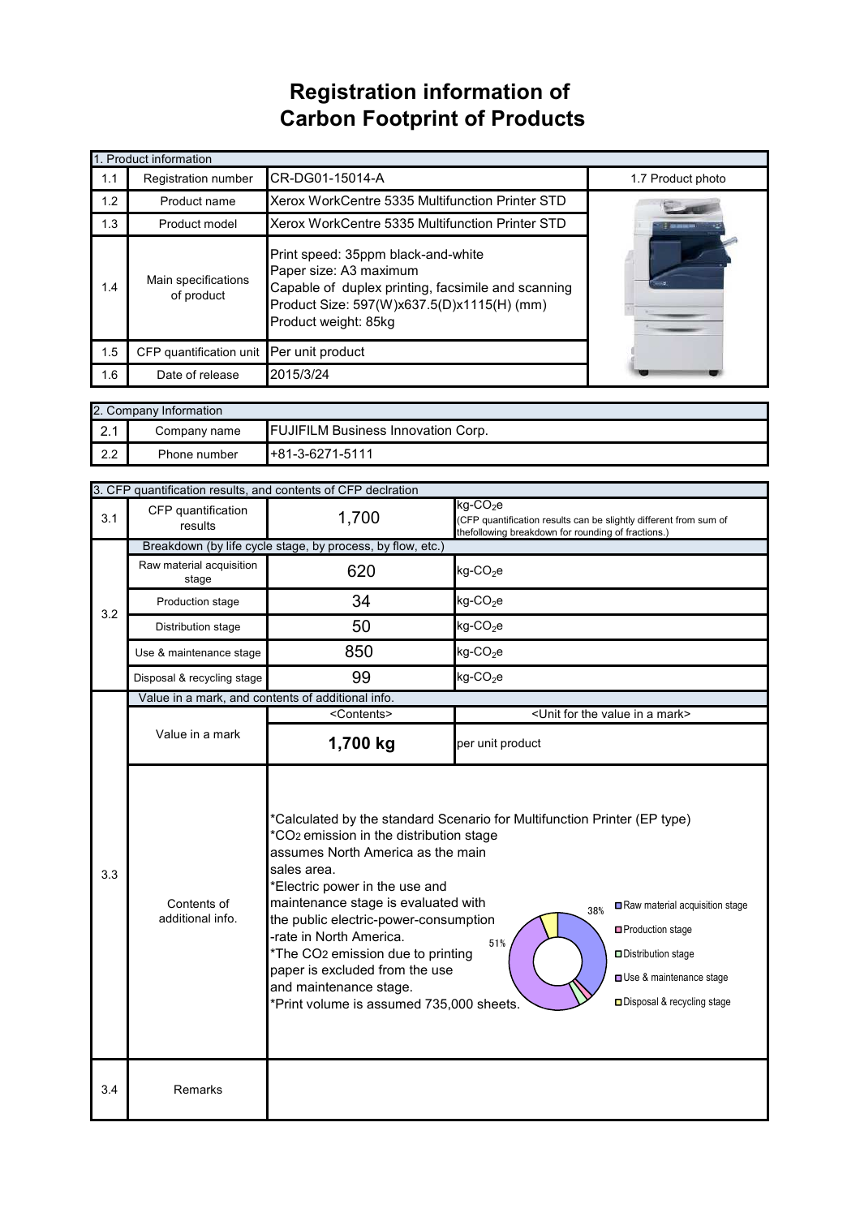# Registration information of Carbon Footprint of Products

| 1. Product information | | | |
|---|---|---|---|
| 1.1 | Registration number | CR-DG01-15014-A | 1.7 Product photo |
| 1.2 | Product name | Xerox WorkCentre 5335 Multifunction Printer STD | |
| 1.3 | Product model | Xerox WorkCentre 5335 Multifunction Printer STD | |
| 1.4 | Main specifications of product | Print speed: 35ppm black-and-white<br>Paper size: A3 maximum<br>Capable of duplex printing, facsimile and scanning<br>Product Size: 597(W)x637.5(D)x1115(H) (mm)<br>Product weight: 85kg | |
| 1.5 | CFP quantification unit | Per unit product | |
| 1.6 | Date of release | 2015/3/24 | |

| 2. Company Information | | |
|---|---|---|
| 2.1 | Company name | FUJIFILM Business Innovation Corp. |
| 2.2 | Phone number | +81-3-6271-5111 |

| 3. CFP quantification results, and contents of CFP declration | | | |
|---|---|---|---|
| 3.1 | CFP quantification results | 1,700 | kg-$CO_2$e (CFP quantification results can be slightly different from sum of thefollowing breakdown for rounding of fractions.) |
| 3.2 | Breakdown (by life cycle stage, by process, by flow, etc.) | | |
| | Raw material acquisition stage | 620 | kg-$CO_2$e |
| | Production stage | 34 | kg-$CO_2$e |
| | Distribution stage | 50 | kg-$CO_2$e |
| | Use & maintenance stage | 850 | kg-$CO_2$e |
| | Disposal & recycling stage | 99 | kg-$CO_2$e |
| 3.3 | Value in a mark, and contents of additional info. | | |
| | | <Contents> | <Unit for the value in a mark> |
| | Value in a mark | **1,700 kg** | per unit product |
| | Contents of additional info. | *Calculated by the standard Scenario for Multifunction Printer (EP type)<br>*$CO_2$ emission in the distribution stage assumes North America as the main sales area.<br>*Electric power in the use and maintenance stage is evaluated with the public electric-power-consumption -rate in North America.<br>*The $CO_2$ emission due to printing paper is excluded from the use and maintenance stage.<br>*Print volume is assumed 735,000 sheets. | |
| 3.4 | Remarks | | |

38%
51%
Raw material acquisition stage
Production stage
Distribution stage
Use & maintenance stage
Disposal & recycling stage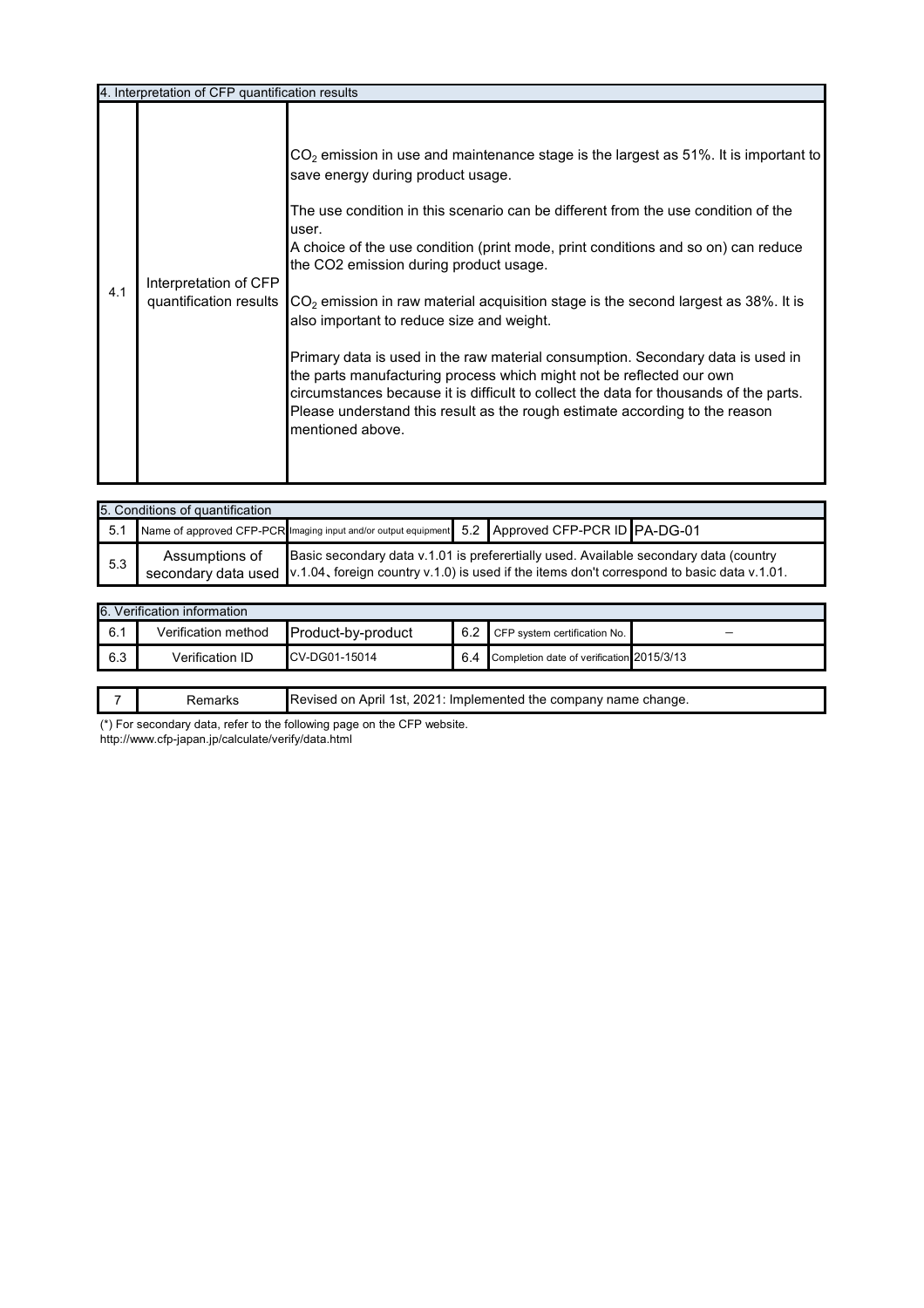| 4. Interpretation of CFP quantification results | | |
|---|---|---|
| 4.1 | Interpretation of CFP quantification results | $CO_2$ emission in use and maintenance stage is the largest as 51%. It is important to save energy during product usage.<br><br>The use condition in this scenario can be different from the use condition of the user.<br>A choice of the use condition (print mode, print conditions and so on) can reduce the CO2 emission during product usage.<br><br>$CO_2$ emission in raw material acquisition stage is the second largest as 38%. It is also important to reduce size and weight.<br><br>Primary data is used in the raw material consumption. Secondary data is used in the parts manufacturing process which might not be reflected our own circumstances because it is difficult to collect the data for thousands of the parts. Please understand this result as the rough estimate according to the reason mentioned above. |

| 5. Conditions of quantification | | | | | |
|---|---|---|---|---|---|
| 5.1 | Name of approved CFP-PCR | Imaging input and/or output equipment | 5.2 | Approved CFP-PCR ID | PA-DG-01 |
| 5.3 | Assumptions of secondary data used | Basic secondary data v.1.01 is preferertially used. Available secondary data (country v.1.04、foreign country v.1.0) is used if the items don't correspond to basic data v.1.01. | | | |

| 6. Verification information | | | | | |
|---|---|---|---|---|---|
| 6.1 | Verification method | Product-by-product | 6.2 | CFP system certification No. | － |
| 6.3 | Verification ID | CV-DG01-15014 | 6.4 | Completion date of verification | 2015/3/13 |

| | | |
|---|---|---|
| 7 | Remarks | Revised on April 1st, 2021: Implemented the company name change. |

(*) For secondary data, refer to the following page on the CFP website.
http://www.cfp-japan.jp/calculate/verify/data.html